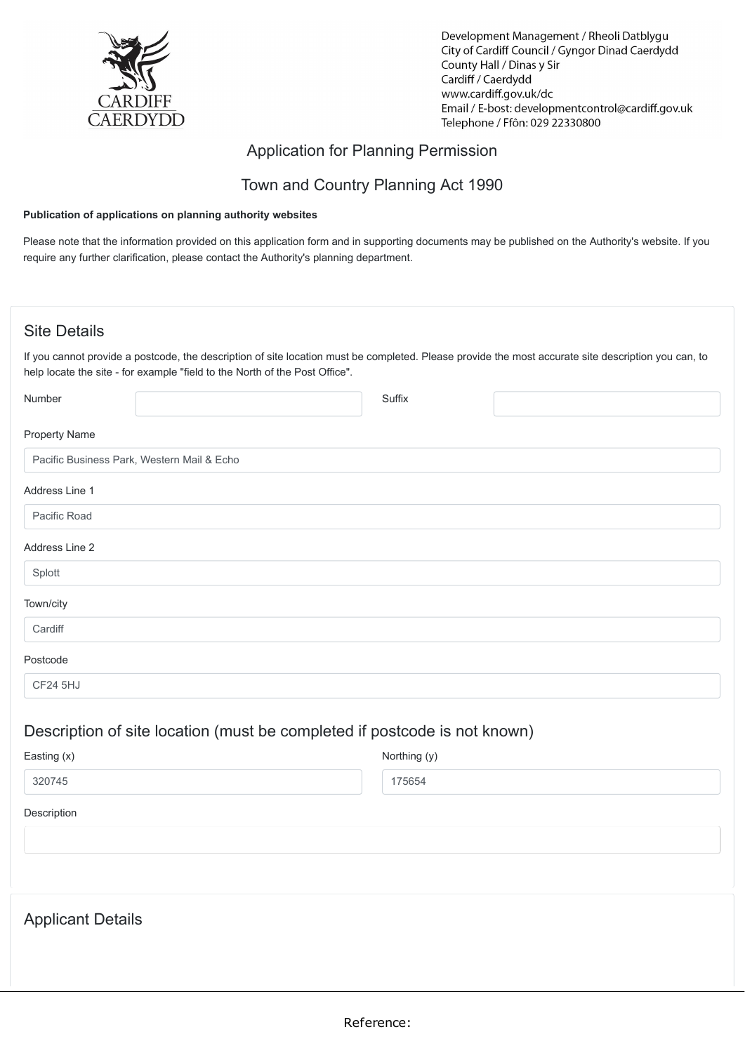Development Management / Rheoli Datblygu
City of Cardiff Council / Gyngor Dinad Caerdydd
County Hall / Dinas y Sir
Cardiff / Caerdydd
www.cardiff.gov.uk/dc
Email / E-bost: developmentcontrol@cardiff.gov.uk
Telephone / Ffôn: 029 22330800

# Application for Planning Permission

# Town and Country Planning Act 1990

**Publication of applications on planning authority websites**

Please note that the information provided on this application form and in supporting documents may be published on the Authority's website. If you require any further clarification, please contact the Authority's planning department.

## Site Details

If you cannot provide a postcode, the description of site location must be completed. Please provide the most accurate site description you can, to help locate the site - for example "field to the North of the Post Office".

Number:

Suffix:

Property Name: Pacific Business Park, Western Mail & Echo

Address Line 1: Pacific Road

Address Line 2: Splott

Town/city: Cardiff

Postcode: CF24 5HJ

## Description of site location (must be completed if postcode is not known)

Easting (x): 320745

Northing (y): 175654

Description:

## Applicant Details

Reference: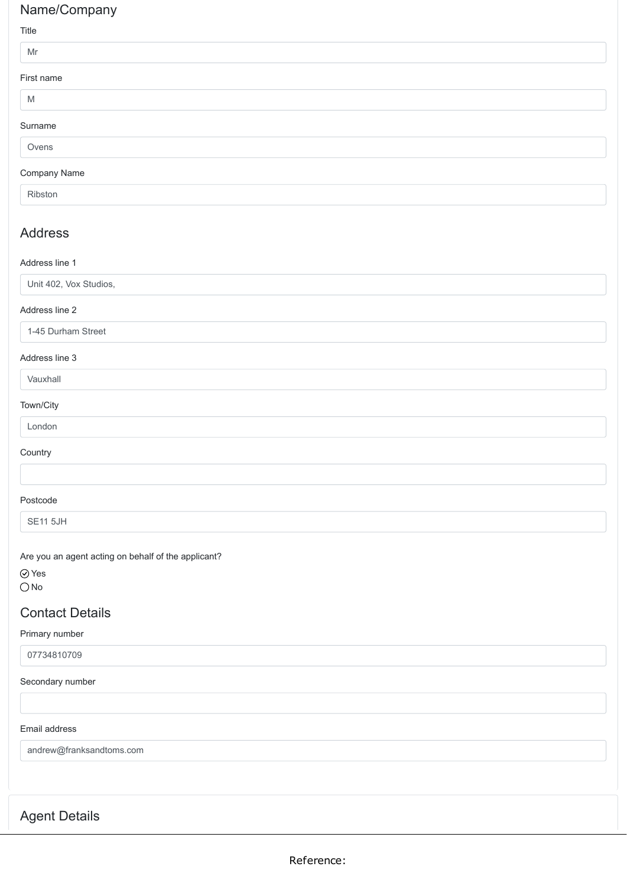## Name/Company

Title

Mr

First name

M

Surname

Ovens

Company Name

Ribston

## Address

Address line 1

Unit 402, Vox Studios,

Address line 2

1-45 Durham Street

Address line 3

Vauxhall

Town/City

London

Country

Postcode

SE11 5JH

Are you an agent acting on behalf of the applicant?

- [x] Yes
- [ ] No

## Contact Details

Primary number

07734810709

Secondary number

Email address

andrew@franksandtoms.com

## Agent Details

Reference: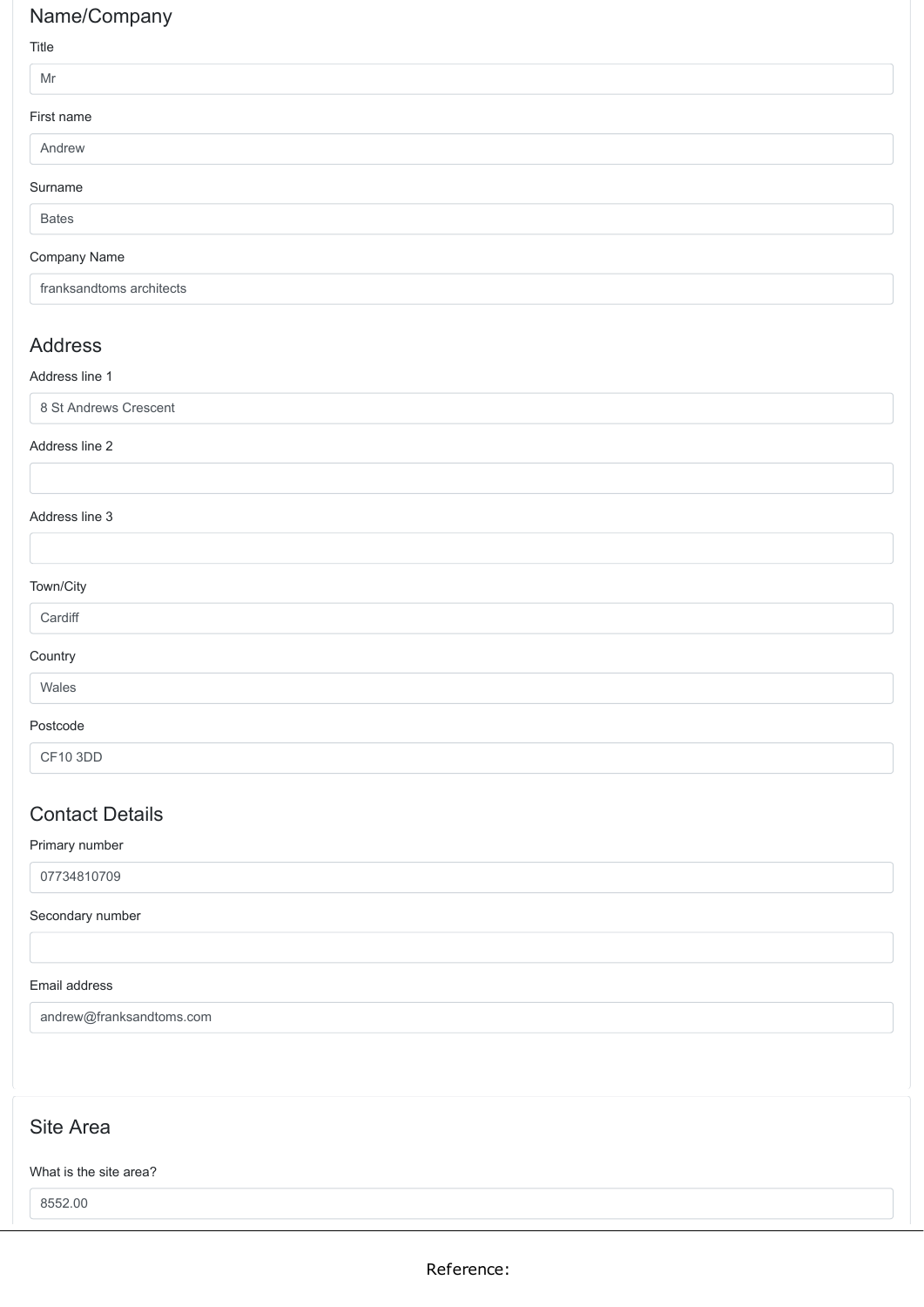## Name/Company

Title

Mr

First name

Andrew

Surname

Bates

Company Name

franksandtoms architects

## Address

Address line 1

8 St Andrews Crescent

Address line 2

Address line 3

Town/City

Cardiff

Country

Wales

Postcode

CF10 3DD

## Contact Details

Primary number

07734810709

Secondary number

Email address

andrew@franksandtoms.com

## Site Area

What is the site area?

8552.00

Reference: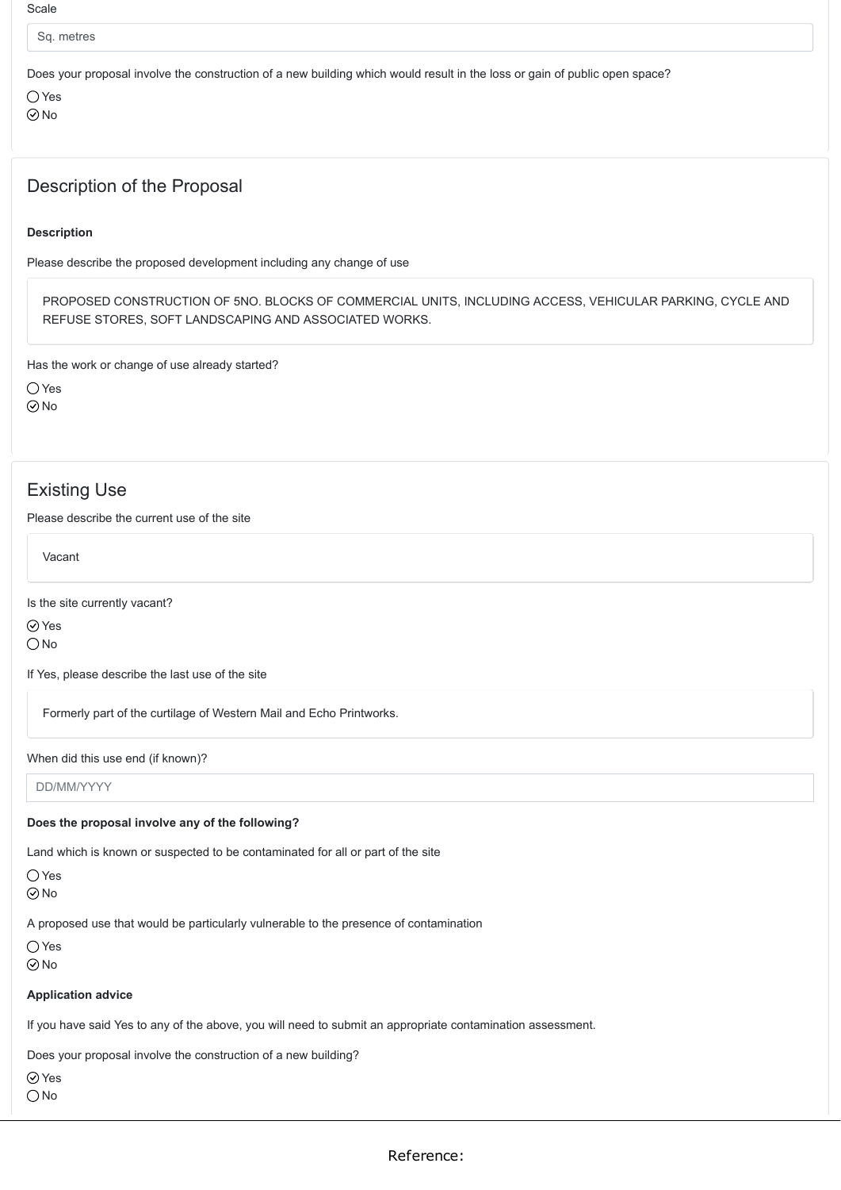Scale

Sq. metres

Does your proposal involve the construction of a new building which would result in the loss or gain of public open space?

◯ Yes
⊘ No

## Description of the Proposal

**Description**

Please describe the proposed development including any change of use

PROPOSED CONSTRUCTION OF 5NO. BLOCKS OF COMMERCIAL UNITS, INCLUDING ACCESS, VEHICULAR PARKING, CYCLE AND REFUSE STORES, SOFT LANDSCAPING AND ASSOCIATED WORKS.

Has the work or change of use already started?

◯ Yes
⊘ No

## Existing Use

Please describe the current use of the site

Vacant

Is the site currently vacant?

⊘ Yes
◯ No

If Yes, please describe the last use of the site

Formerly part of the curtilage of Western Mail and Echo Printworks.

When did this use end (if known)?

DD/MM/YYYY

**Does the proposal involve any of the following?**

Land which is known or suspected to be contaminated for all or part of the site

◯ Yes
⊘ No

A proposed use that would be particularly vulnerable to the presence of contamination

◯ Yes
⊘ No

**Application advice**

If you have said Yes to any of the above, you will need to submit an appropriate contamination assessment.

Does your proposal involve the construction of a new building?

⊘ Yes
◯ No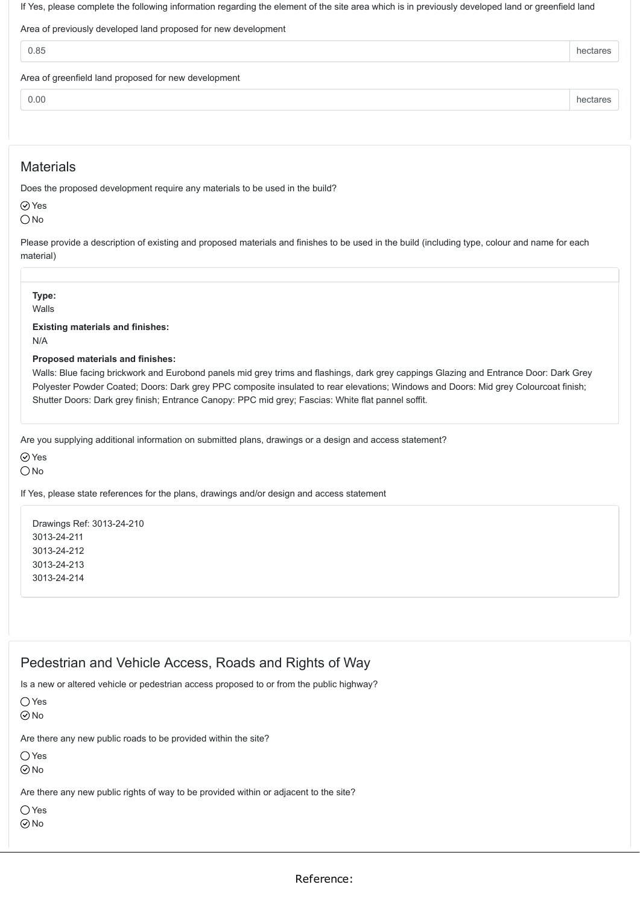If Yes, please complete the following information regarding the element of the site area which is in previously developed land or greenfield land

Area of previously developed land proposed for new development

0.85 hectares

Area of greenfield land proposed for new development

0.00 hectares

## Materials

Does the proposed development require any materials to be used in the build?

- [x] Yes
- [ ] No

Please provide a description of existing and proposed materials and finishes to be used in the build (including type, colour and name for each material)

**Type:**
Walls

**Existing materials and finishes:**
N/A

**Proposed materials and finishes:**
Walls: Blue facing brickwork and Eurobond panels mid grey trims and flashings, dark grey cappings Glazing and Entrance Door: Dark Grey Polyester Powder Coated; Doors: Dark grey PPC composite insulated to rear elevations; Windows and Doors: Mid grey Colourcoat finish; Shutter Doors: Dark grey finish; Entrance Canopy: PPC mid grey; Fascias: White flat pannel soffit.

Are you supplying additional information on submitted plans, drawings or a design and access statement?

- [x] Yes
- [ ] No

If Yes, please state references for the plans, drawings and/or design and access statement

Drawings Ref: 3013-24-210
3013-24-211
3013-24-212
3013-24-213
3013-24-214

## Pedestrian and Vehicle Access, Roads and Rights of Way

Is a new or altered vehicle or pedestrian access proposed to or from the public highway?

- [ ] Yes
- [x] No

Are there any new public roads to be provided within the site?

- [ ] Yes
- [x] No

Are there any new public rights of way to be provided within or adjacent to the site?

- [ ] Yes
- [x] No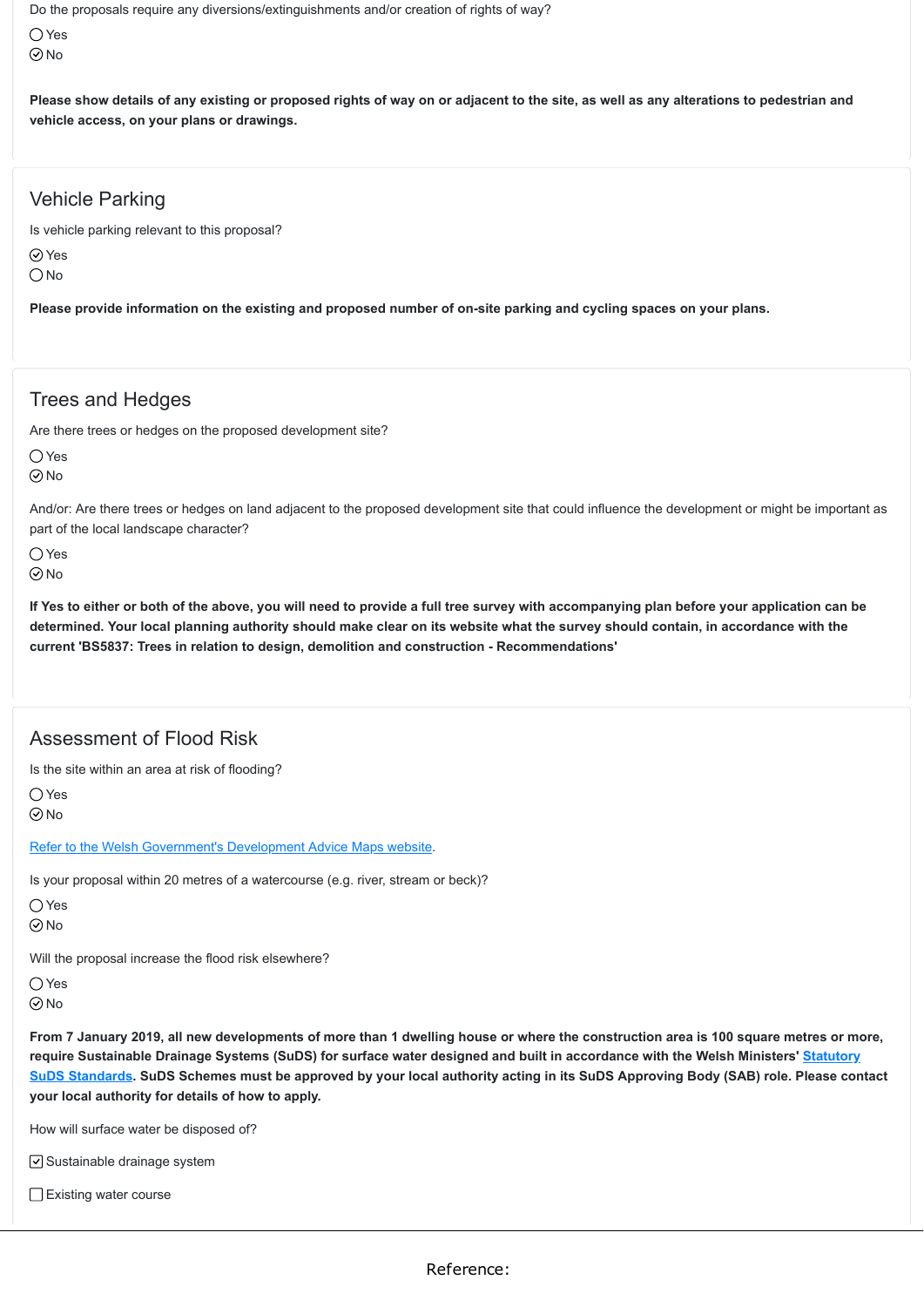Do the proposals require any diversions/extinguishments and/or creation of rights of way?

- ◯ Yes
- ☑ No

**Please show details of any existing or proposed rights of way on or adjacent to the site, as well as any alterations to pedestrian and vehicle access, on your plans or drawings.**

## Vehicle Parking

Is vehicle parking relevant to this proposal?

- ☑ Yes
- ◯ No

**Please provide information on the existing and proposed number of on-site parking and cycling spaces on your plans.**

## Trees and Hedges

Are there trees or hedges on the proposed development site?

- ◯ Yes
- ☑ No

And/or: Are there trees or hedges on land adjacent to the proposed development site that could influence the development or might be important as part of the local landscape character?

- ◯ Yes
- ☑ No

**If Yes to either or both of the above, you will need to provide a full tree survey with accompanying plan before your application can be determined. Your local planning authority should make clear on its website what the survey should contain, in accordance with the current 'BS5837: Trees in relation to design, demolition and construction - Recommendations'**

## Assessment of Flood Risk

Is the site within an area at risk of flooding?

- ◯ Yes
- ☑ No

Refer to the Welsh Government's Development Advice Maps website.

Is your proposal within 20 metres of a watercourse (e.g. river, stream or beck)?

- ◯ Yes
- ☑ No

Will the proposal increase the flood risk elsewhere?

- ◯ Yes
- ☑ No

**From 7 January 2019, all new developments of more than 1 dwelling house or where the construction area is 100 square metres or more, require Sustainable Drainage Systems (SuDS) for surface water designed and built in accordance with the Welsh Ministers' Statutory SuDS Standards. SuDS Schemes must be approved by your local authority acting in its SuDS Approving Body (SAB) role. Please contact your local authority for details of how to apply.**

How will surface water be disposed of?

- ☑ Sustainable drainage system
- ☐ Existing water course

Reference: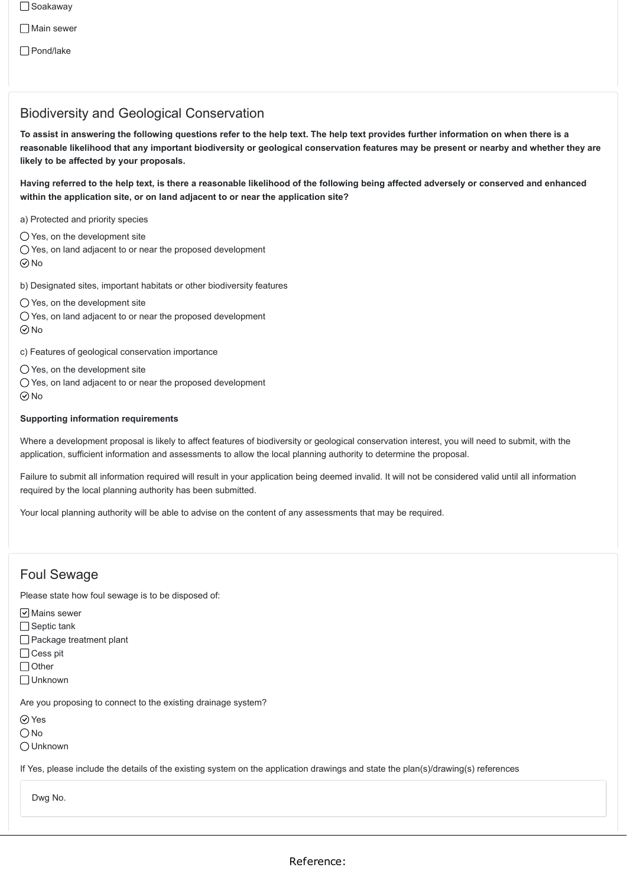- [ ] Soakaway
- [ ] Main sewer
- [ ] Pond/lake

## Biodiversity and Geological Conservation

**To assist in answering the following questions refer to the help text. The help text provides further information on when there is a reasonable likelihood that any important biodiversity or geological conservation features may be present or nearby and whether they are likely to be affected by your proposals.**

**Having referred to the help text, is there a reasonable likelihood of the following being affected adversely or conserved and enhanced within the application site, or on land adjacent to or near the application site?**

a) Protected and priority species

- ○ Yes, on the development site
- ○ Yes, on land adjacent to or near the proposed development
- ⦿ No

b) Designated sites, important habitats or other biodiversity features

- ○ Yes, on the development site
- ○ Yes, on land adjacent to or near the proposed development
- ⦿ No

c) Features of geological conservation importance

- ○ Yes, on the development site
- ○ Yes, on land adjacent to or near the proposed development
- ⦿ No

**Supporting information requirements**

Where a development proposal is likely to affect features of biodiversity or geological conservation interest, you will need to submit, with the application, sufficient information and assessments to allow the local planning authority to determine the proposal.

Failure to submit all information required will result in your application being deemed invalid. It will not be considered valid until all information required by the local planning authority has been submitted.

Your local planning authority will be able to advise on the content of any assessments that may be required.

## Foul Sewage

Please state how foul sewage is to be disposed of:

- [x] Mains sewer
- [ ] Septic tank
- [ ] Package treatment plant
- [ ] Cess pit
- [ ] Other
- [ ] Unknown

Are you proposing to connect to the existing drainage system?

- ⦿ Yes
- ○ No
- ○ Unknown

If Yes, please include the details of the existing system on the application drawings and state the plan(s)/drawing(s) references

Dwg No.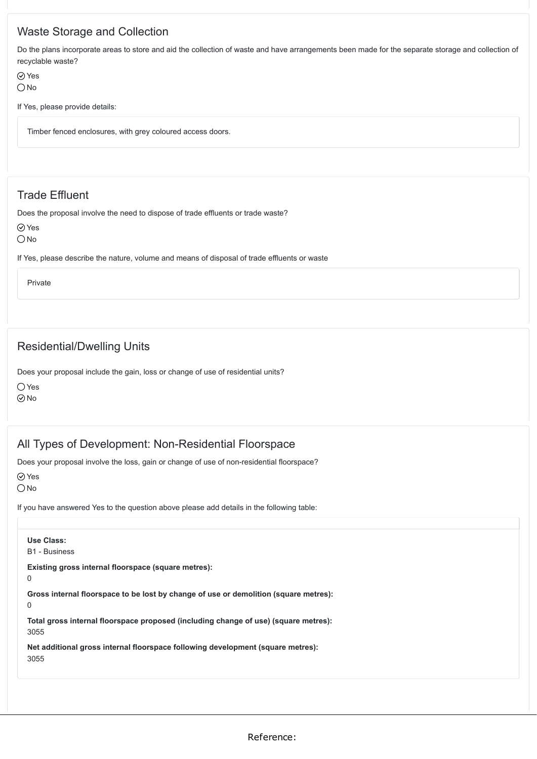## Waste Storage and Collection

Do the plans incorporate areas to store and aid the collection of waste and have arrangements been made for the separate storage and collection of recyclable waste?

- [x] Yes
- [ ] No

If Yes, please provide details:

Timber fenced enclosures, with grey coloured access doors.

## Trade Effluent

Does the proposal involve the need to dispose of trade effluents or trade waste?

- [x] Yes
- [ ] No

If Yes, please describe the nature, volume and means of disposal of trade effluents or waste

Private

## Residential/Dwelling Units

Does your proposal include the gain, loss or change of use of residential units?

- [ ] Yes
- [x] No

## All Types of Development: Non-Residential Floorspace

Does your proposal involve the loss, gain or change of use of non-residential floorspace?

- [x] Yes
- [ ] No

If you have answered Yes to the question above please add details in the following table:

**Use Class:**
B1 - Business

**Existing gross internal floorspace (square metres):**
0

**Gross internal floorspace to be lost by change of use or demolition (square metres):**
0

**Total gross internal floorspace proposed (including change of use) (square metres):**
3055

**Net additional gross internal floorspace following development (square metres):**
3055

Reference: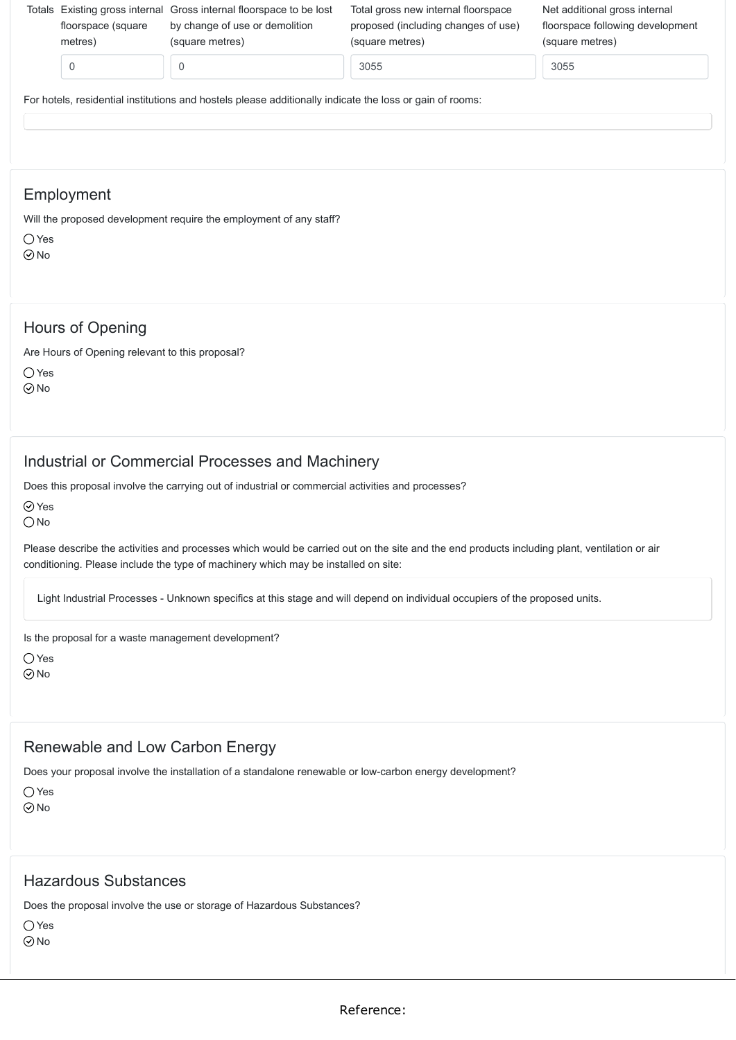| Totals | Existing gross internal floorspace (square metres) | Gross internal floorspace to be lost by change of use or demolition (square metres) | Total gross new internal floorspace proposed (including changes of use) (square metres) | Net additional gross internal floorspace following development (square metres) |
|---|---|---|---|---|
| | 0 | 0 | 3055 | 3055 |

For hotels, residential institutions and hostels please additionally indicate the loss or gain of rooms:

## Employment

Will the proposed development require the employment of any staff?

○ Yes
⊘ No

## Hours of Opening

Are Hours of Opening relevant to this proposal?

○ Yes
⊘ No

## Industrial or Commercial Processes and Machinery

Does this proposal involve the carrying out of industrial or commercial activities and processes?

⊘ Yes
○ No

Please describe the activities and processes which would be carried out on the site and the end products including plant, ventilation or air conditioning. Please include the type of machinery which may be installed on site:

Light Industrial Processes - Unknown specifics at this stage and will depend on individual occupiers of the proposed units.

Is the proposal for a waste management development?

○ Yes
⊘ No

## Renewable and Low Carbon Energy

Does your proposal involve the installation of a standalone renewable or low-carbon energy development?

○ Yes
⊘ No

## Hazardous Substances

Does the proposal involve the use or storage of Hazardous Substances?

○ Yes
⊘ No

Reference: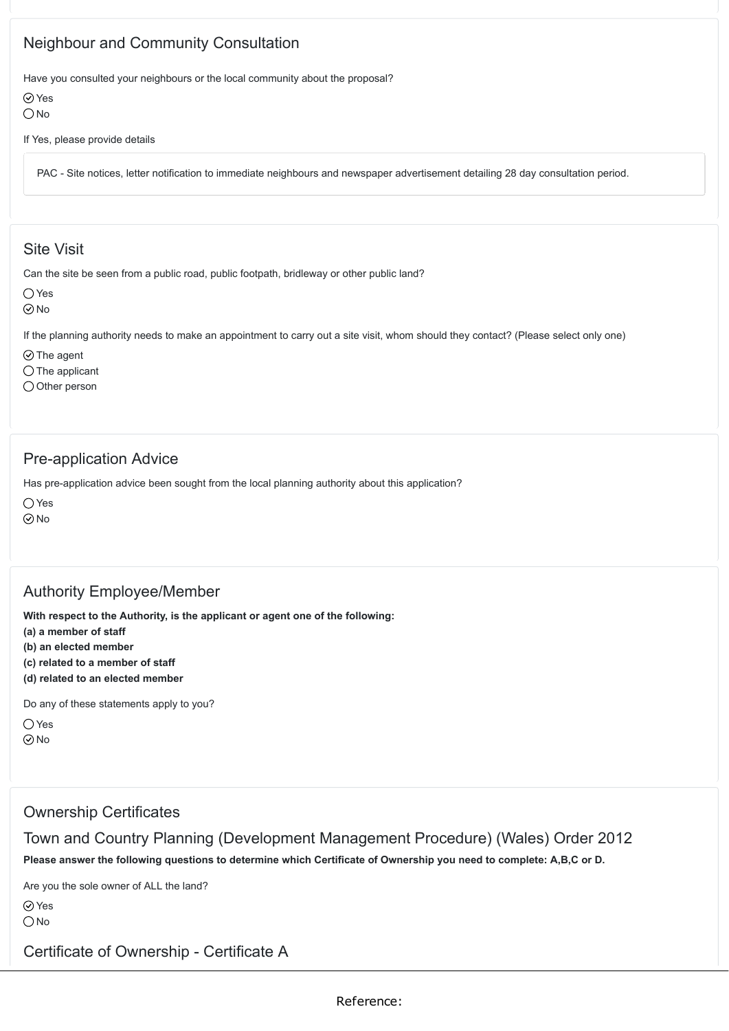## Neighbour and Community Consultation

Have you consulted your neighbours or the local community about the proposal?

- [x] Yes
- [ ] No

If Yes, please provide details

PAC - Site notices, letter notification to immediate neighbours and newspaper advertisement detailing 28 day consultation period.

## Site Visit

Can the site be seen from a public road, public footpath, bridleway or other public land?

- [ ] Yes
- [x] No

If the planning authority needs to make an appointment to carry out a site visit, whom should they contact? (Please select only one)

- [x] The agent
- [ ] The applicant
- [ ] Other person

## Pre-application Advice

Has pre-application advice been sought from the local planning authority about this application?

- [ ] Yes
- [x] No

## Authority Employee/Member

**With respect to the Authority, is the applicant or agent one of the following:**
**(a) a member of staff**
**(b) an elected member**
**(c) related to a member of staff**
**(d) related to an elected member**

Do any of these statements apply to you?

- [ ] Yes
- [x] No

## Ownership Certificates

## Town and Country Planning (Development Management Procedure) (Wales) Order 2012

**Please answer the following questions to determine which Certificate of Ownership you need to complete: A,B,C or D.**

Are you the sole owner of ALL the land?

- [x] Yes
- [ ] No

## Certificate of Ownership - Certificate A

Reference: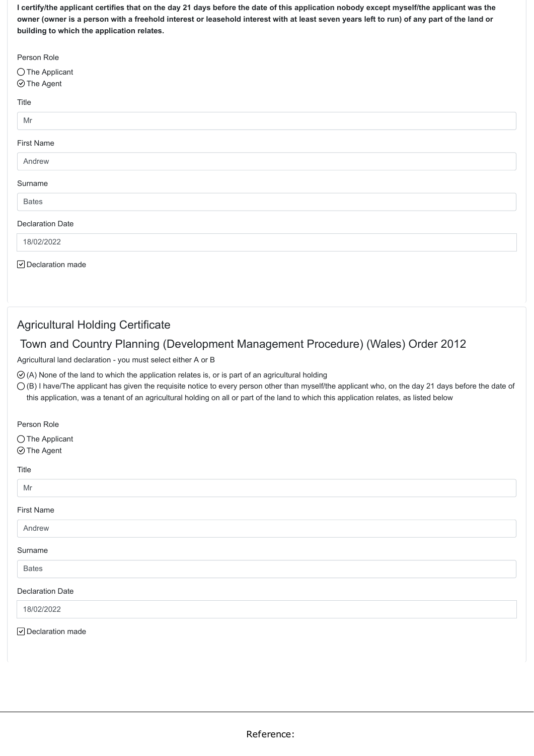**I certify/the applicant certifies that on the day 21 days before the date of this application nobody except myself/the applicant was the owner (owner is a person with a freehold interest or leasehold interest with at least seven years left to run) of any part of the land or building to which the application relates.**

Person Role

◯ The Applicant
⊘ The Agent

Title

Mr

First Name

Andrew

Surname

Bates

Declaration Date

18/02/2022

☑ Declaration made

## Agricultural Holding Certificate

### Town and Country Planning (Development Management Procedure) (Wales) Order 2012

Agricultural land declaration - you must select either A or B

⊘ (A) None of the land to which the application relates is, or is part of an agricultural holding

◯ (B) I have/The applicant has given the requisite notice to every person other than myself/the applicant who, on the day 21 days before the date of this application, was a tenant of an agricultural holding on all or part of the land to which this application relates, as listed below

Person Role

◯ The Applicant
⊘ The Agent

Title

Mr

First Name

Andrew

Surname

Bates

Declaration Date

18/02/2022

☑ Declaration made

Reference: